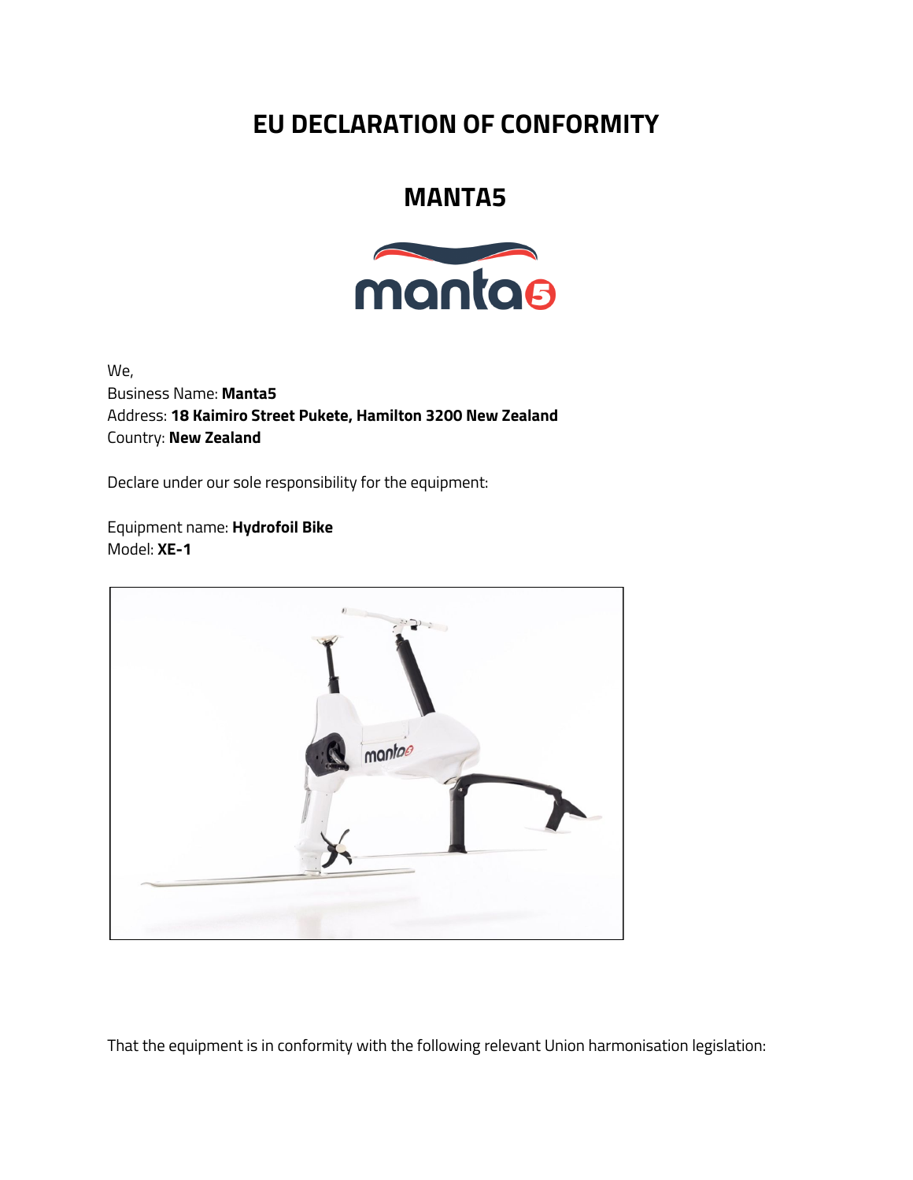# EU DECLARATION OF CONFORMITY

## MANTA5

We,
Business Name: **Manta5**
Address: **18 Kaimiro Street Pukete, Hamilton 3200 New Zealand**
Country: **New Zealand**

Declare under our sole responsibility for the equipment:

Equipment name: **Hydrofoil Bike**
Model: **XE-1**

That the equipment is in conformity with the following relevant Union harmonisation legislation: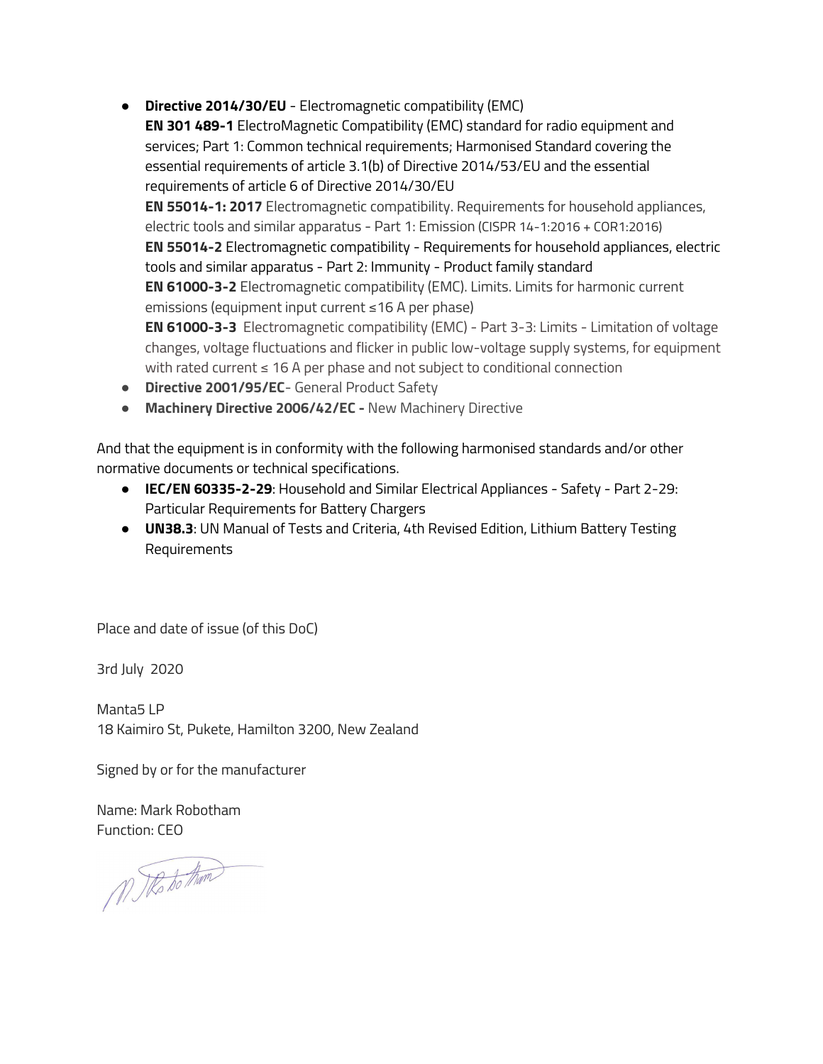- **Directive 2014/30/EU** - Electromagnetic compatibility (EMC)
  **EN 301 489-1** ElectroMagnetic Compatibility (EMC) standard for radio equipment and services; Part 1: Common technical requirements; Harmonised Standard covering the essential requirements of article 3.1(b) of Directive 2014/53/EU and the essential requirements of article 6 of Directive 2014/30/EU
  **EN 55014-1: 2017** Electromagnetic compatibility. Requirements for household appliances, electric tools and similar apparatus - Part 1: Emission (CISPR 14-1:2016 + COR1:2016)
  **EN 55014-2** Electromagnetic compatibility - Requirements for household appliances, electric tools and similar apparatus - Part 2: Immunity - Product family standard
  **EN 61000-3-2** Electromagnetic compatibility (EMC). Limits. Limits for harmonic current emissions (equipment input current ≤16 A per phase)
  **EN 61000-3-3** Electromagnetic compatibility (EMC) - Part 3-3: Limits - Limitation of voltage changes, voltage fluctuations and flicker in public low-voltage supply systems, for equipment with rated current ≤ 16 A per phase and not subject to conditional connection
- **Directive 2001/95/EC**- General Product Safety
- **Machinery Directive 2006/42/EC -** New Machinery Directive

And that the equipment is in conformity with the following harmonised standards and/or other normative documents or technical specifications.

- **IEC/EN 60335-2-29**: Household and Similar Electrical Appliances - Safety - Part 2-29: Particular Requirements for Battery Chargers
- **UN38.3**: UN Manual of Tests and Criteria, 4th Revised Edition, Lithium Battery Testing Requirements

Place and date of issue (of this DoC)

3rd July 2020

Manta5 LP
18 Kaimiro St, Pukete, Hamilton 3200, New Zealand

Signed by or for the manufacturer

Name: Mark Robotham
Function: CEO